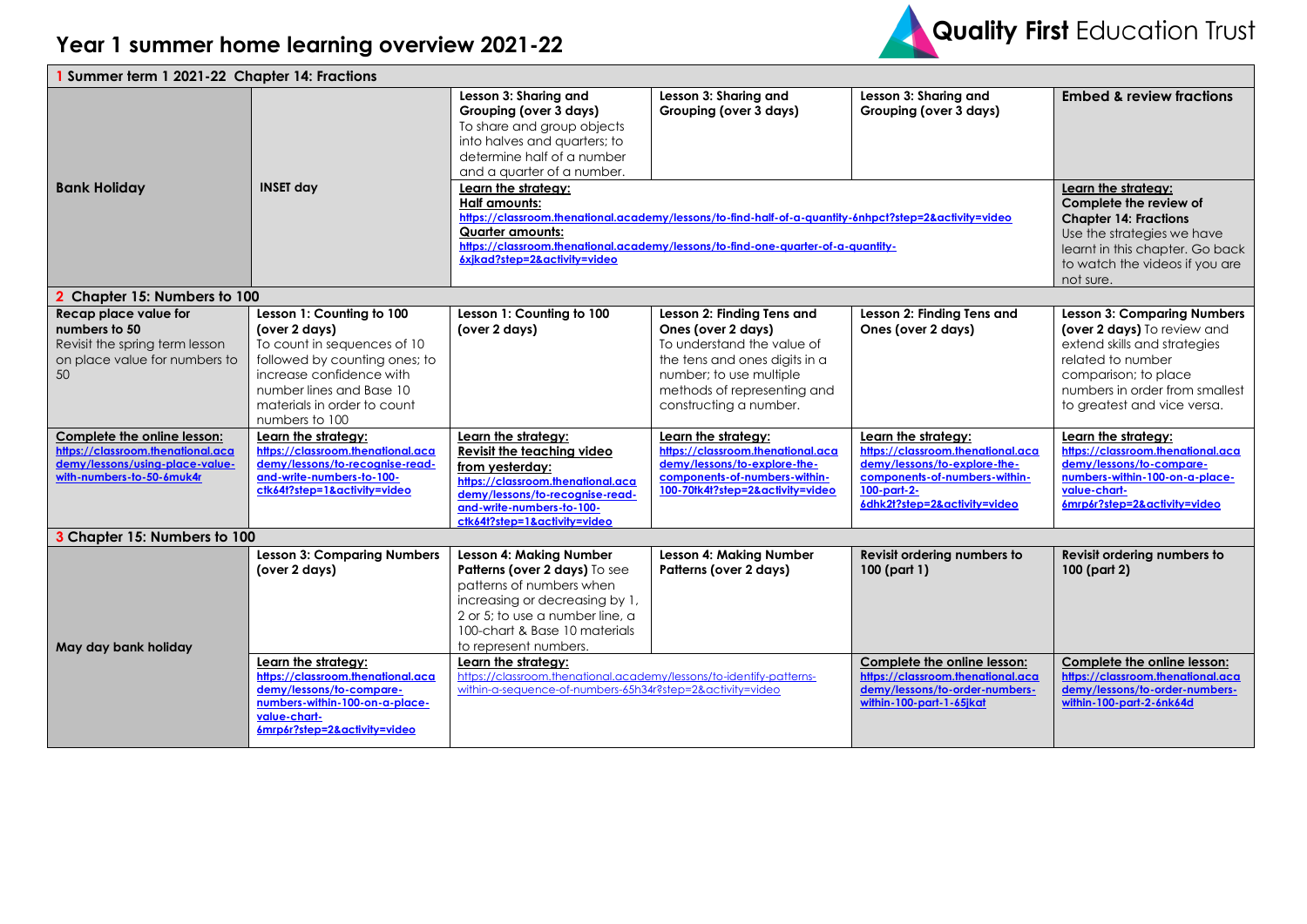# Year 1 summer home learning overview 2021-22

Quality First Education Trust

| 1 Summer term 1 2021-22 Chapter 14: Fractions | | | | | |
|---|---|---|---|---|---|
| **Bank Holiday** | **INSET day** | **Lesson 3: Sharing and Grouping (over 3 days)** To share and group objects into halves and quarters; to determine half of a number and a quarter of a number. | **Lesson 3: Sharing and Grouping (over 3 days)** | **Lesson 3: Sharing and Grouping (over 3 days)** | **Embed & review fractions** |
| | | **Learn the strategy:** **Half amounts:** https://classroom.thenational.academy/lessons/to-find-half-of-a-quantity-6nhpct?step=2&activity=video **Quarter amounts:** https://classroom.thenational.academy/lessons/to-find-one-quarter-of-a-quantity-6xjkad?step=2&activity=video | | | **Learn the strategy:** **Complete the review of Chapter 14: Fractions** Use the strategies we have learnt in this chapter. Go back to watch the videos if you are not sure. |
| **2 Chapter 15: Numbers to 100** | | | | | |
| **Recap place value for numbers to 50** Revisit the spring term lesson on place value for numbers to 50 | **Lesson 1: Counting to 100 (over 2 days)** To count in sequences of 10 followed by counting ones; to increase confidence with number lines and Base 10 materials in order to count numbers to 100 | **Lesson 1: Counting to 100 (over 2 days)** | **Lesson 2: Finding Tens and Ones (over 2 days)** To understand the value of the tens and ones digits in a number; to use multiple methods of representing and constructing a number. | **Lesson 2: Finding Tens and Ones (over 2 days)** | **Lesson 3: Comparing Numbers (over 2 days)** To review and extend skills and strategies related to number comparison; to place numbers in order from smallest to greatest and vice versa. |
| **Complete the online lesson:** https://classroom.thenational.academy/lessons/using-place-value-with-numbers-to-50-6muk4r | **Learn the strategy:** https://classroom.thenational.academy/lessons/to-recognise-read-and-write-numbers-to-100-ctk64t?step=1&activity=video | **Learn the strategy:** **Revisit the teaching video from yesterday:** https://classroom.thenational.academy/lessons/to-recognise-read-and-write-numbers-to-100-ctk64t?step=1&activity=video | **Learn the strategy:** https://classroom.thenational.academy/lessons/to-explore-the-components-of-numbers-within-100-70tk4t?step=2&activity=video | **Learn the strategy:** https://classroom.thenational.academy/lessons/to-explore-the-components-of-numbers-within-100-part-2-6dhk2t?step=2&activity=video | **Learn the strategy:** https://classroom.thenational.academy/lessons/to-compare-numbers-within-100-on-a-place-value-chart-6mrp6r?step=2&activity=video |
| **3 Chapter 15: Numbers to 100** | | | | | |
| **May day bank holiday** | **Lesson 3: Comparing Numbers (over 2 days)** | **Lesson 4: Making Number Patterns (over 2 days)** To see patterns of numbers when increasing or decreasing by 1, 2 or 5; to use a number line, a 100-chart & Base 10 materials to represent numbers. | **Lesson 4: Making Number Patterns (over 2 days)** | **Revisit ordering numbers to 100 (part 1)** | **Revisit ordering numbers to 100 (part 2)** |
| | **Learn the strategy:** https://classroom.thenational.academy/lessons/to-compare-numbers-within-100-on-a-place-value-chart-6mrp6r?step=2&activity=video | **Learn the strategy:** https://classroom.thenational.academy/lessons/to-identify-patterns-within-a-sequence-of-numbers-65h34r?step=2&activity=video | | **Complete the online lesson:** https://classroom.thenational.academy/lessons/to-order-numbers-within-100-part-1-65jkat | **Complete the online lesson:** https://classroom.thenational.academy/lessons/to-order-numbers-within-100-part-2-6nk64d |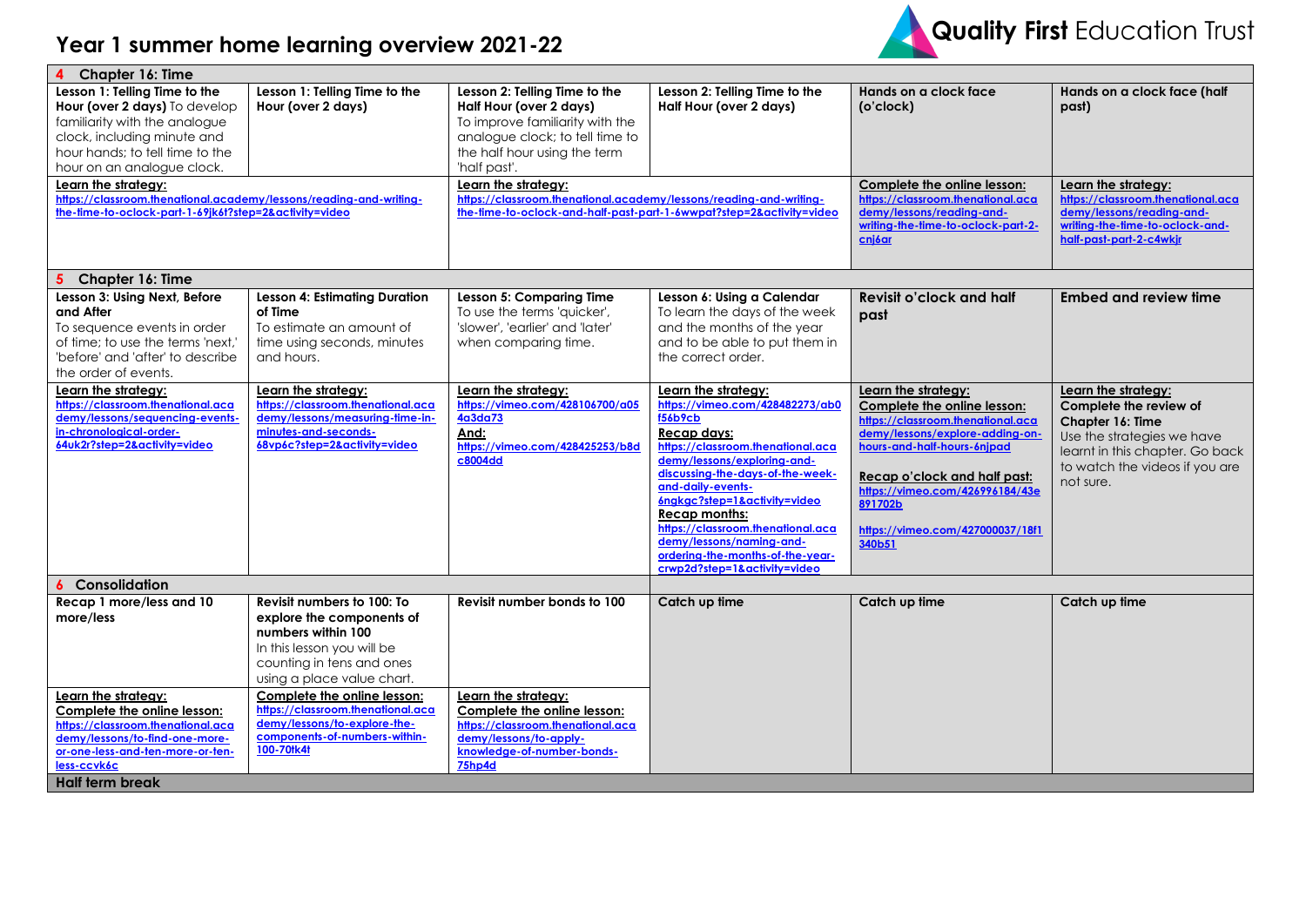# Year 1 summer home learning overview 2021-22

Quality First Education Trust

| | | | | | |
|---|---|---|---|---|---|
| **4 Chapter 16: Time** | | | | | |
| **Lesson 1: Telling Time to the Hour (over 2 days)** To develop familiarity with the analogue clock, including minute and hour hands; to tell time to the hour on an analogue clock. | **Lesson 1: Telling Time to the Hour (over 2 days)** | **Lesson 2: Telling Time to the Half Hour (over 2 days)** To improve familiarity with the analogue clock; to tell time to the half hour using the term 'half past'. | **Lesson 2: Telling Time to the Half Hour (over 2 days)** | **Hands on a clock face (o'clock)** | **Hands on a clock face (half past)** |
| **Learn the strategy:** https://classroom.thenational.academy/lessons/reading-and-writing-the-time-to-oclock-part-1-69jk6t?step=2&activity=video | | **Learn the strategy:** https://classroom.thenational.academy/lessons/reading-and-writing-the-time-to-oclock-and-half-past-part-1-6wwpat?step=2&activity=video | | **Complete the online lesson:** https://classroom.thenational.academy/lessons/reading-and-writing-the-time-to-oclock-part-2-cnj6ar | **Learn the strategy:** https://classroom.thenational.academy/lessons/reading-and-writing-the-time-to-oclock-and-half-past-part-2-c4wkjr |
| **5 Chapter 16: Time** | | | | | |
| **Lesson 3: Using Next, Before and After** To sequence events in order of time; to use the terms 'next,' 'before' and 'after' to describe the order of events. | **Lesson 4: Estimating Duration of Time** To estimate an amount of time using seconds, minutes and hours. | **Lesson 5: Comparing Time** To use the terms 'quicker', 'slower', 'earlier' and 'later' when comparing time. | **Lesson 6: Using a Calendar** To learn the days of the week and the months of the year and to be able to put them in the correct order. | **Revisit o'clock and half past** | **Embed and review time** |
| **Learn the strategy:** https://classroom.thenational.academy/lessons/sequencing-events-in-chronological-order-64uk2r?step=2&activity=video | **Learn the strategy:** https://classroom.thenational.academy/lessons/measuring-time-in-minutes-and-seconds-68vp6c?step=2&activity=video | **Learn the strategy:** https://vimeo.com/428106700/a054a3da73 **And:** https://vimeo.com/428425253/b8dc8004dd | **Learn the strategy:** https://vimeo.com/428482273/ab0f56b9cb **Recap days:** https://classroom.thenational.academy/lessons/exploring-and-discussing-the-days-of-the-week-and-daily-events-6ngkgc?step=1&activity=video **Recap months:** https://classroom.thenational.academy/lessons/naming-and-ordering-the-months-of-the-year-crwp2d?step=1&activity=video | **Learn the strategy:** **Complete the online lesson:** https://classroom.thenational.academy/lessons/explore-adding-on-hours-and-half-hours-6njpad **Recap o'clock and half past:** https://vimeo.com/426996184/43e891702b https://vimeo.com/427000037/18f1340b51 | **Learn the strategy:** **Complete the review of Chapter 16: Time** Use the strategies we have learnt in this chapter. Go back to watch the videos if you are not sure. |
| **6 Consolidation** | | | | | |
| **Recap 1 more/less and 10 more/less** | **Revisit numbers to 100: To explore the components of numbers within 100** In this lesson you will be counting in tens and ones using a place value chart. | **Revisit number bonds to 100** | **Catch up time** | **Catch up time** | **Catch up time** |
| **Learn the strategy:** **Complete the online lesson:** https://classroom.thenational.academy/lessons/to-find-one-more-or-one-less-and-ten-more-or-ten-less-ccvk6c | **Complete the online lesson:** https://classroom.thenational.academy/lessons/to-explore-the-components-of-numbers-within-100-70tk4t | **Learn the strategy:** **Complete the online lesson:** https://classroom.thenational.academy/lessons/to-apply-knowledge-of-number-bonds-75hp4d | | | |
| **Half term break** | | | | | |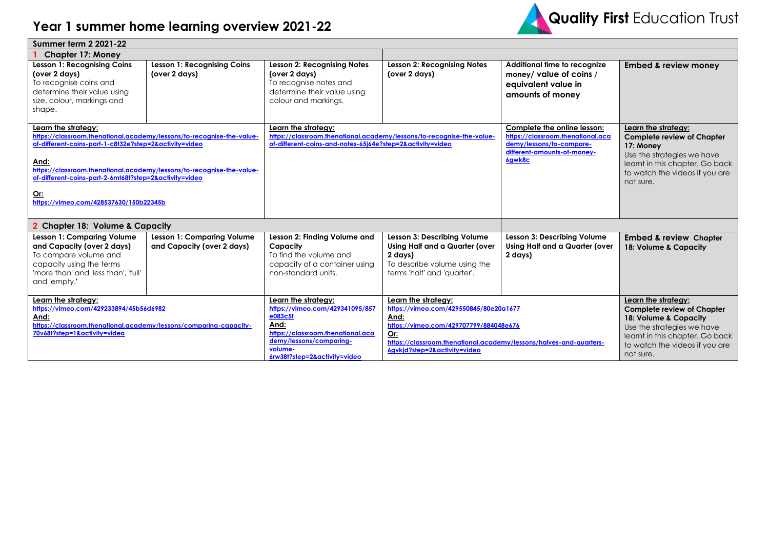# Year 1 summer home learning overview 2021-22

Quality First Education Trust

| Summer term 2 2021-22 | | | | | |
|---|---|---|---|---|---|
| **1 Chapter 17: Money** | | | | | |
| **Lesson 1: Recognising Coins (over 2 days)** To recognise coins and determine their value using size, colour, markings and shape. | **Lesson 1: Recognising Coins (over 2 days)** | **Lesson 2: Recognising Notes (over 2 days)** To recognise notes and determine their value using colour and markings. | **Lesson 2: Recognising Notes (over 2 days)** | **Additional time to recognize money/ value of coins / equivalent value in amounts of money** | **Embed & review money** |
| **Learn the strategy:** https://classroom.thenational.academy/lessons/to-recognise-the-value-of-different-coins-part-1-c8t32e?step=2&activity=video **And:** https://classroom.thenational.academy/lessons/to-recognise-the-value-of-different-coins-part-2-6mt68t?step=2&activity=video **Or:** https://vimeo.com/428537630/150b22345b | | **Learn the strategy:** https://classroom.thenational.academy/lessons/to-recognise-the-value-of-different-coins-and-notes-65j64e?step=2&activity=video | | **Complete the online lesson:** https://classroom.thenational.academy/lessons/to-compare-different-amounts-of-money-6gwk8c | **Learn the strategy:** **Complete review of Chapter 17: Money** Use the strategies we have learnt in this chapter. Go back to watch the videos if you are not sure. |
| **2 Chapter 18: Volume & Capacity** | | | | | |
| **Lesson 1: Comparing Volume and Capacity (over 2 days)** To compare volume and capacity using the terms 'more than' and 'less than', 'full' and 'empty.' | **Lesson 1: Comparing Volume and Capacity (over 2 days)** | **Lesson 2: Finding Volume and Capacity** To find the volume and capacity of a container using non-standard units. | **Lesson 3: Describing Volume Using Half and a Quarter (over 2 days)** To describe volume using the terms 'half' and 'quarter'. | **Lesson 3: Describing Volume Using Half and a Quarter (over 2 days)** | **Embed & review Chapter 18: Volume & Capacity** |
| **Learn the strategy:** https://vimeo.com/429233894/45b56d6982 **And:** https://classroom.thenational.academy/lessons/comparing-capacity-70v68t?step=1&activity=video | | **Learn the strategy:** https://vimeo.com/429341095/857e083c5f **And:** https://classroom.thenational.academy/lessons/comparing-volume-6rw38t?step=2&activity=video | **Learn the strategy:** https://vimeo.com/429550845/80e20a1677 **And:** https://vimeo.com/429707799/884048e676 **Or:** https://classroom.thenational.academy/lessons/halves-and-quarters-6gvkjd?step=2&activity=video | | **Learn the strategy:** **Complete review of Chapter 18: Volume & Capacity** Use the strategies we have learnt in this chapter. Go back to watch the videos if you are not sure. |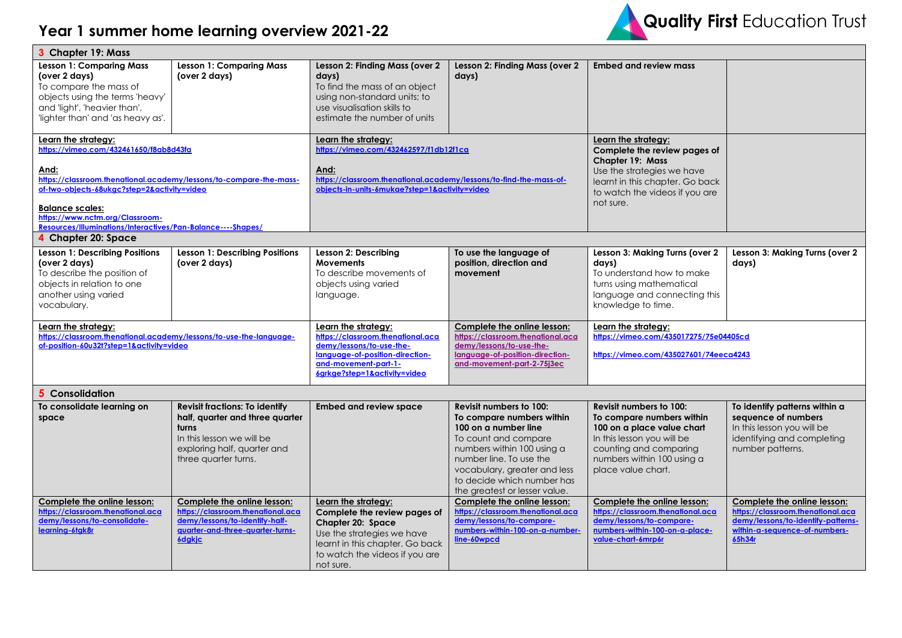# Year 1 summer home learning overview 2021-22

| **3 Chapter 19: Mass** | | | | | |
|---|---|---|---|---|---|
| **Lesson 1: Comparing Mass (over 2 days)** To compare the mass of objects using the terms 'heavy' and 'light', 'heavier than', 'lighter than' and 'as heavy as'. | **Lesson 1: Comparing Mass (over 2 days)** | **Lesson 2: Finding Mass (over 2 days)** To find the mass of an object using non-standard units; to use visualisation skills to estimate the number of units | **Lesson 2: Finding Mass (over 2 days)** | **Embed and review mass** | |
| **Learn the strategy:** https://vimeo.com/432461650/f8ab8d43fa **And:** https://classroom.thenational.academy/lessons/to-compare-the-mass-of-two-objects-68ukgc?step=2&activity=video **Balance scales:** https://www.nctm.org/Classroom-Resources/Illuminations/Interactives/Pan-Balance----Shapes/ | | **Learn the strategy:** https://vimeo.com/432462597/f1db12f1ca **And:** https://classroom.thenational.academy/lessons/to-find-the-mass-of-objects-in-units-6mukae?step=1&activity=video | | **Learn the strategy:** **Complete the review pages of Chapter 19: Mass** Use the strategies we have learnt in this chapter. Go back to watch the videos if you are not sure. | |
| **4 Chapter 20: Space** | | | | | |
| **Lesson 1: Describing Positions (over 2 days)** To describe the position of objects in relation to one another using varied vocabulary. | **Lesson 1: Describing Positions (over 2 days)** | **Lesson 2: Describing Movements** To describe movements of objects using varied language. | **To use the language of position, direction and movement** | **Lesson 3: Making Turns (over 2 days)** To understand how to make turns using mathematical language and connecting this knowledge to time. | **Lesson 3: Making Turns (over 2 days)** |
| **Learn the strategy:** https://classroom.thenational.academy/lessons/to-use-the-language-of-position-60u32t?step=1&activity=video | | **Learn the strategy:** https://classroom.thenational.academy/lessons/to-use-the-language-of-position-direction-and-movement-part-1-6grkge?step=1&activity=video | **Complete the online lesson:** https://classroom.thenational.academy/lessons/to-use-the-language-of-position-direction-and-movement-part-2-75j3ec | **Learn the strategy:** https://vimeo.com/435017275/75e04405cd https://vimeo.com/435027601/74eeca4243 | |
| **5 Consolidation** | | | | | |
| **To consolidate learning on space** | **Revisit fractions: To identify half, quarter and three quarter turns** In this lesson we will be exploring half, quarter and three quarter turns. | **Embed and review space** | **Revisit numbers to 100: To compare numbers within 100 on a number line** To count and compare numbers within 100 using a number line. To use the vocabulary, greater and less to decide which number has the greatest or lesser value. | **Revisit numbers to 100: To compare numbers within 100 on a place value chart** In this lesson you will be counting and comparing numbers within 100 using a place value chart. | **To identify patterns within a sequence of numbers** In this lesson you will be identifying and completing number patterns. |
| **Complete the online lesson:** https://classroom.thenational.academy/lessons/to-consolidate-learning-6tgk8r | **Complete the online lesson:** https://classroom.thenational.academy/lessons/to-identify-half-quarter-and-three-quarter-turns-6dgkjc | **Learn the strategy:** **Complete the review pages of Chapter 20: Space** Use the strategies we have learnt in this chapter. Go back to watch the videos if you are not sure. | **Complete the online lesson:** https://classroom.thenational.academy/lessons/to-compare-numbers-within-100-on-a-number-line-60wpcd | **Complete the online lesson:** https://classroom.thenational.academy/lessons/to-compare-numbers-within-100-on-a-place-value-chart-6mrp6r | **Complete the online lesson:** https://classroom.thenational.academy/lessons/to-identify-patterns-within-a-sequence-of-numbers-65h34r |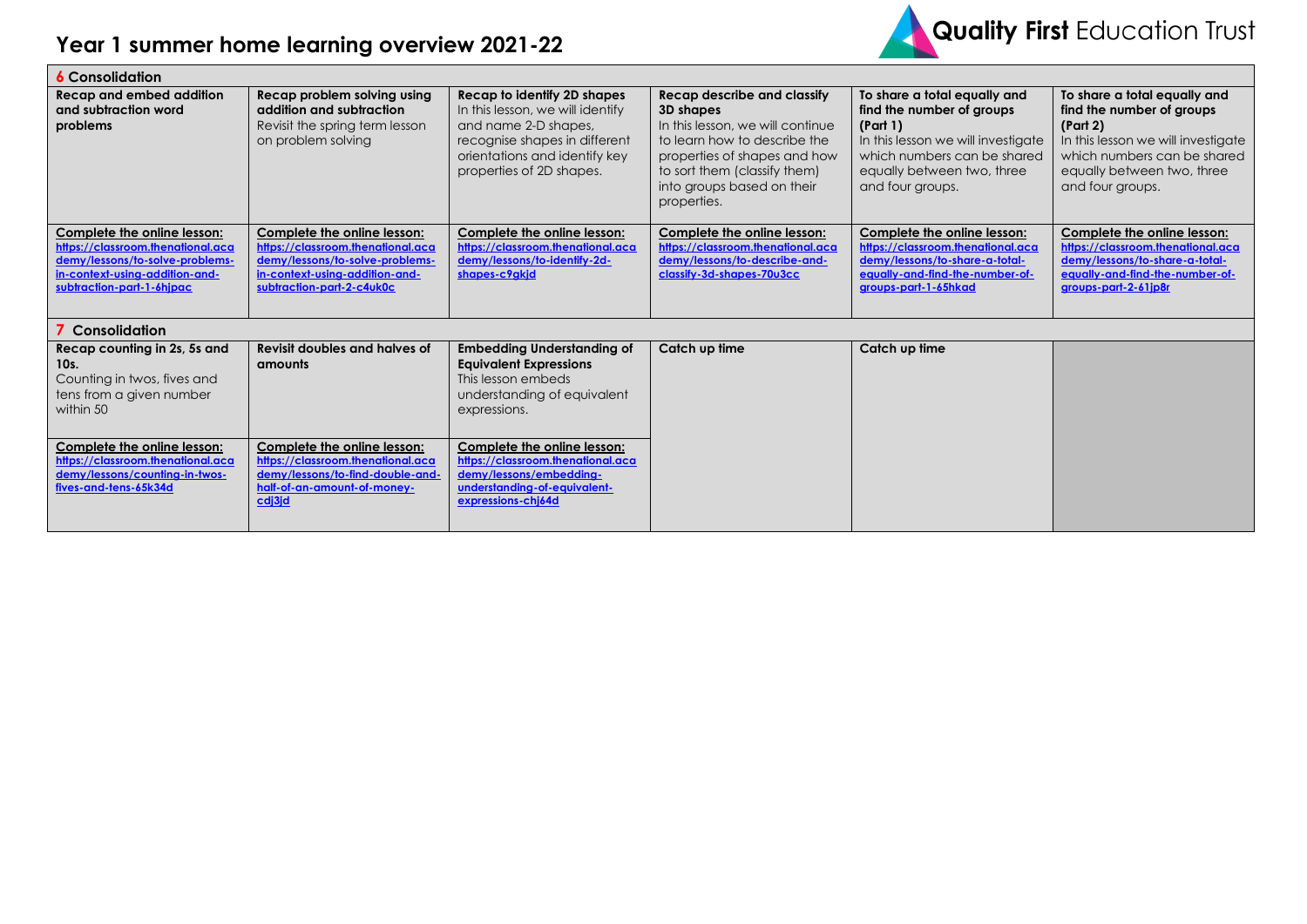# Year 1 summer home learning overview 2021-22

Quality First Education Trust

| 6 Consolidation | | | | | |
|---|---|---|---|---|---|
| **Recap and embed addition and subtraction word problems** | **Recap problem solving using addition and subtraction** Revisit the spring term lesson on problem solving | **Recap to identify 2D shapes** In this lesson, we will identify and name 2-D shapes, recognise shapes in different orientations and identify key properties of 2D shapes. | **Recap describe and classify 3D shapes** In this lesson, we will continue to learn how to describe the properties of shapes and how to sort them (classify them) into groups based on their properties. | **To share a total equally and find the number of groups (Part 1)** In this lesson we will investigate which numbers can be shared equally between two, three and four groups. | **To share a total equally and find the number of groups (Part 2)** In this lesson we will investigate which numbers can be shared equally between two, three and four groups. |
| **Complete the online lesson:** https://classroom.thenational.academy/lessons/to-solve-problems-in-context-using-addition-and-subtraction-part-1-6hjpac | **Complete the online lesson:** https://classroom.thenational.academy/lessons/to-solve-problems-in-context-using-addition-and-subtraction-part-2-c4uk0c | **Complete the online lesson:** https://classroom.thenational.academy/lessons/to-identify-2d-shapes-c9gkjd | **Complete the online lesson:** https://classroom.thenational.academy/lessons/to-describe-and-classify-3d-shapes-70u3cc | **Complete the online lesson:** https://classroom.thenational.academy/lessons/to-share-a-total-equally-and-find-the-number-of-groups-part-1-65hkad | **Complete the online lesson:** https://classroom.thenational.academy/lessons/to-share-a-total-equally-and-find-the-number-of-groups-part-2-61jp8r |
| **7 Consolidation** | | | | | |
| **Recap counting in 2s, 5s and 10s.** Counting in twos, fives and tens from a given number within 50 | **Revisit doubles and halves of amounts** | **Embedding Understanding of Equivalent Expressions** This lesson embeds understanding of equivalent expressions. | **Catch up time** | **Catch up time** | |
| **Complete the online lesson:** https://classroom.thenational.academy/lessons/counting-in-twos-fives-and-tens-65k34d | **Complete the online lesson:** https://classroom.thenational.academy/lessons/to-find-double-and-half-of-an-amount-of-money-cdj3jd | **Complete the online lesson:** https://classroom.thenational.academy/lessons/embedding-understanding-of-equivalent-expressions-chj64d | | | |